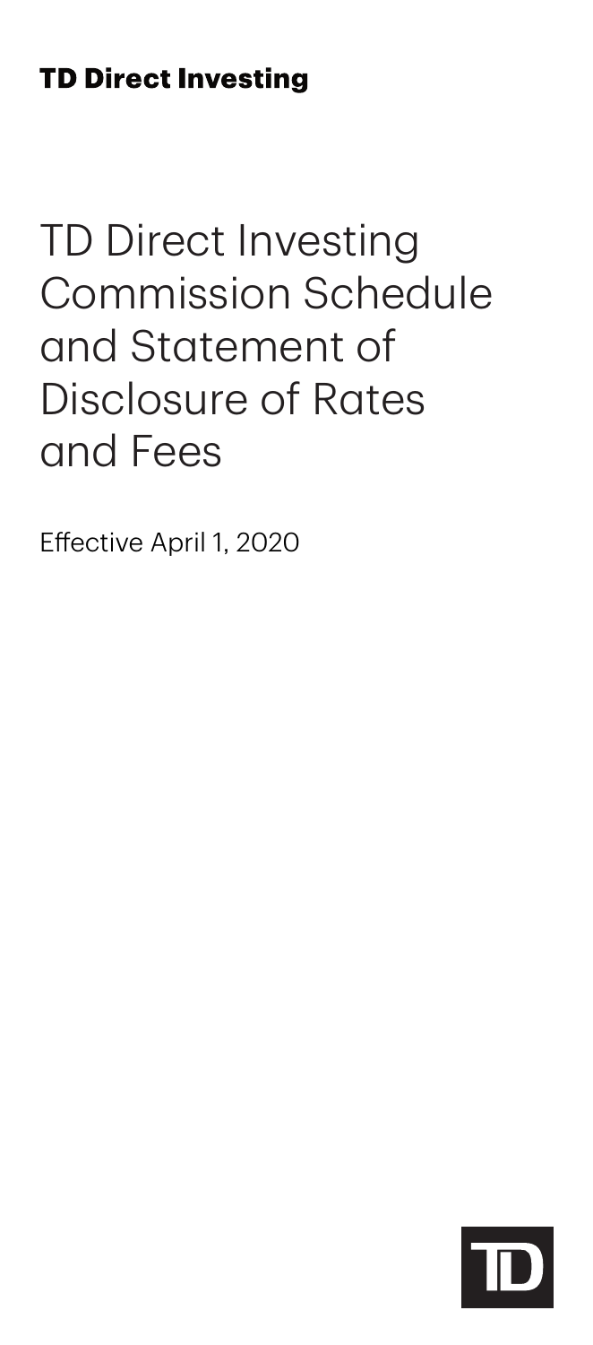**TD Direct Investing**

# TD Direct Investing Commission Schedule and Statement of Disclosure of Rates and Fees

Effective April 1, 2020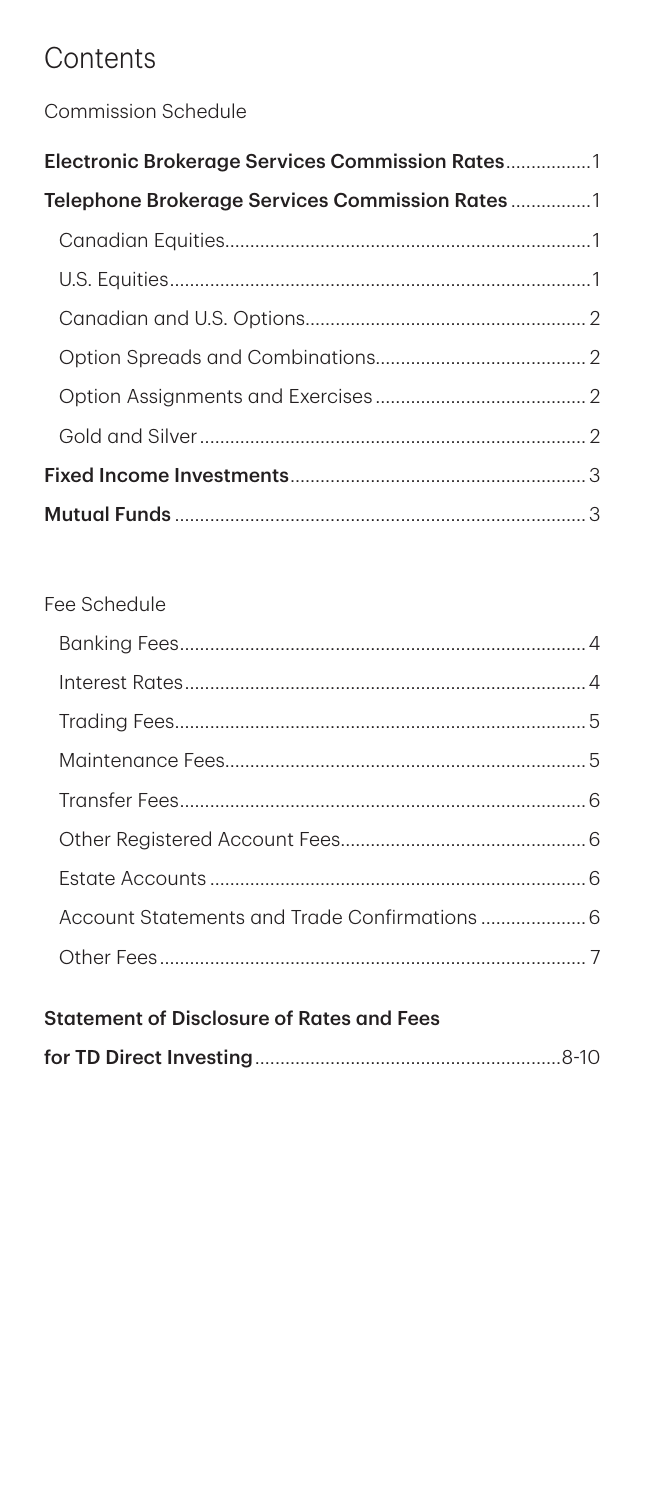# Contents

## Commission Schedule

**Electronic Brokerage Services Commission Rates** .................1

**Telephone Brokerage Services Commission Rates** ................1

- Canadian Equities ........................................................................1
- U.S. Equities ...................................................................................1
- Canadian and U.S. Options ........................................................2
- Option Spreads and Combinations ...........................................2
- Option Assignments and Exercises ...........................................2
- Gold and Silver ..............................................................................2

**Fixed Income Investments** ............................................................3

**Mutual Funds** ..................................................................................3

## Fee Schedule

- Banking Fees ..................................................................................4
- Interest Rates .................................................................................4
- Trading Fees ...................................................................................5
- Maintenance Fees ..........................................................................5
- Transfer Fees ..................................................................................6
- Other Registered Account Fees ..................................................6
- Estate Accounts .............................................................................6
- Account Statements and Trade Confirmations .........................6
- Other Fees .......................................................................................7

**Statement of Disclosure of Rates and Fees for TD Direct Investing** ..............................................................8-10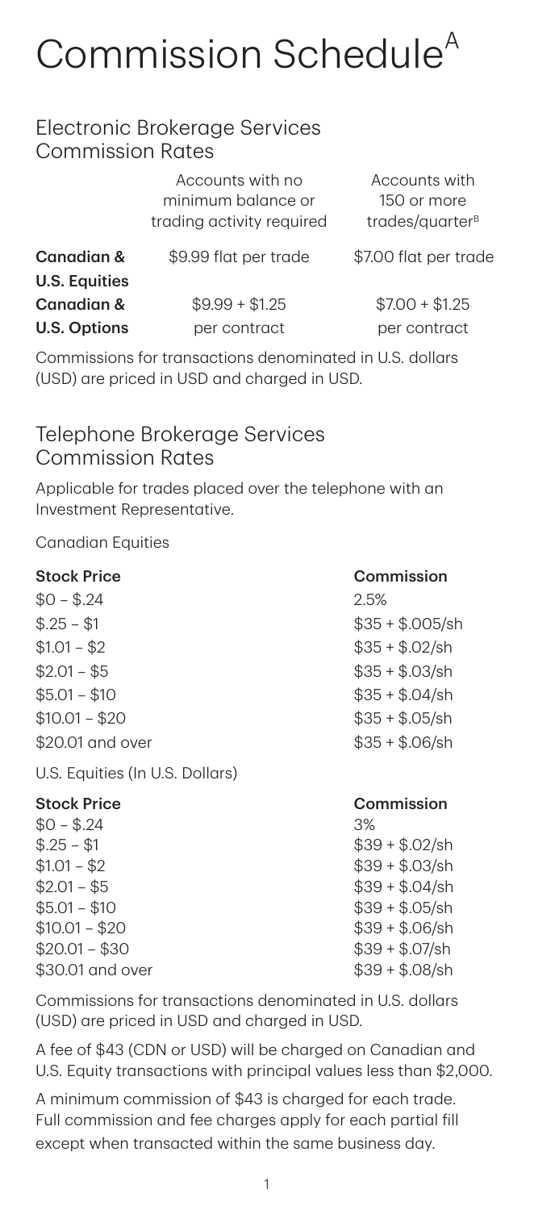# Commission Schedule[A]

## Electronic Brokerage Services Commission Rates

| | Accounts with no minimum balance or trading activity required | Accounts with 150 or more trades/quarter[B] |
|---|---|---|
| **Canadian & U.S. Equities** | $9.99 flat per trade | $7.00 flat per trade |
| **Canadian & U.S. Options** | $9.99 + $1.25 per contract | $7.00 + $1.25 per contract |

Commissions for transactions denominated in U.S. dollars (USD) are priced in USD and charged in USD.

## Telephone Brokerage Services Commission Rates

Applicable for trades placed over the telephone with an Investment Representative.

Canadian Equities

| Stock Price | Commission |
|---|---|
| $0 – $.24 | 2.5% |
| $.25 – $1 | $35 + $.005/sh |
| $1.01 – $2 | $35 + $.02/sh |
| $2.01 – $5 | $35 + $.03/sh |
| $5.01 – $10 | $35 + $.04/sh |
| $10.01 – $20 | $35 + $.05/sh |
| $20.01 and over | $35 + $.06/sh |

U.S. Equities (In U.S. Dollars)

| Stock Price | Commission |
|---|---|
| $0 – $.24 | 3% |
| $.25 – $1 | $39 + $.02/sh |
| $1.01 – $2 | $39 + $.03/sh |
| $2.01 – $5 | $39 + $.04/sh |
| $5.01 – $10 | $39 + $.05/sh |
| $10.01 – $20 | $39 + $.06/sh |
| $20.01 – $30 | $39 + $.07/sh |
| $30.01 and over | $39 + $.08/sh |

Commissions for transactions denominated in U.S. dollars (USD) are priced in USD and charged in USD.

A fee of $43 (CDN or USD) will be charged on Canadian and U.S. Equity transactions with principal values less than $2,000.

A minimum commission of $43 is charged for each trade. Full commission and fee charges apply for each partial fill except when transacted within the same business day.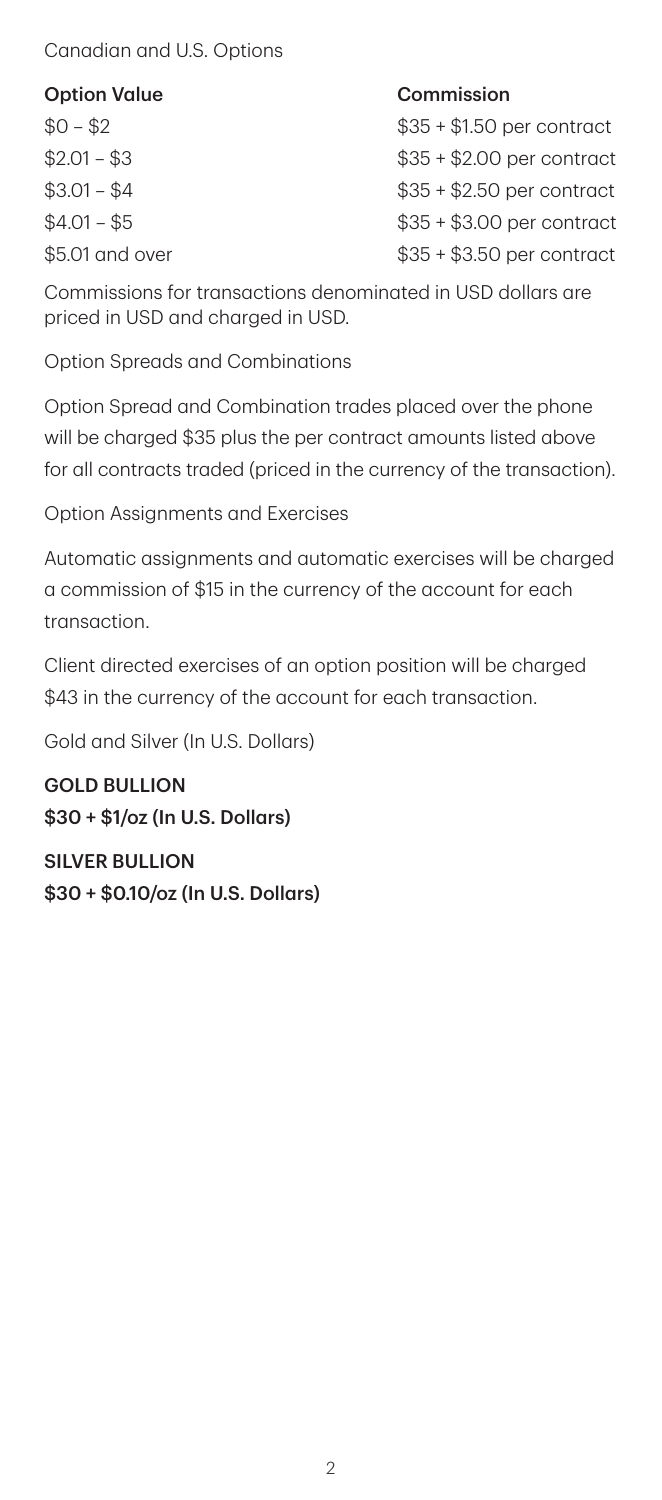Canadian and U.S. Options

| Option Value | Commission |
| --- | --- |
| $0 – $2 | $35 + $1.50 per contract |
| $2.01 – $3 | $35 + $2.00 per contract |
| $3.01 – $4 | $35 + $2.50 per contract |
| $4.01 – $5 | $35 + $3.00 per contract |
| $5.01 and over | $35 + $3.50 per contract |

Commissions for transactions denominated in USD dollars are priced in USD and charged in USD.

Option Spreads and Combinations

Option Spread and Combination trades placed over the phone will be charged $35 plus the per contract amounts listed above for all contracts traded (priced in the currency of the transaction).

Option Assignments and Exercises

Automatic assignments and automatic exercises will be charged a commission of $15 in the currency of the account for each transaction.

Client directed exercises of an option position will be charged $43 in the currency of the account for each transaction.

Gold and Silver (In U.S. Dollars)

**GOLD BULLION**
**$30 + $1/oz (In U.S. Dollars)**

**SILVER BULLION**
**$30 + $0.10/oz (In U.S. Dollars)**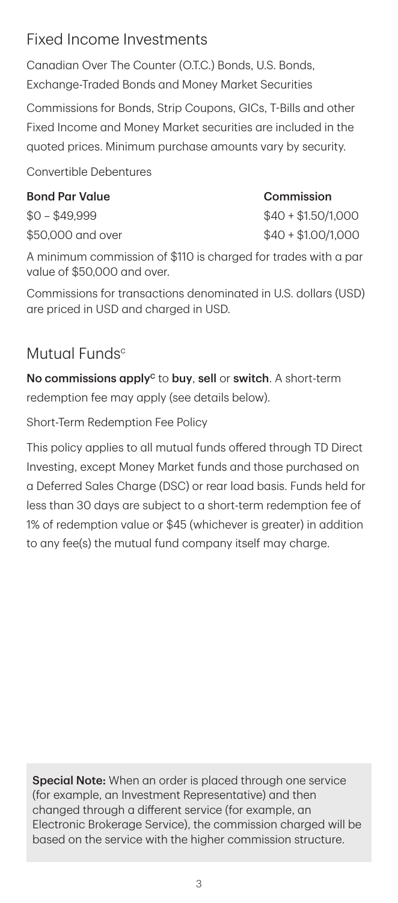## Fixed Income Investments

Canadian Over The Counter (O.T.C.) Bonds, U.S. Bonds, Exchange-Traded Bonds and Money Market Securities

Commissions for Bonds, Strip Coupons, GICs, T-Bills and other Fixed Income and Money Market securities are included in the quoted prices. Minimum purchase amounts vary by security.

Convertible Debentures

| Bond Par Value | Commission |
| --- | --- |
| $0 – $49,999 | $40 + $1.50/1,000 |
| $50,000 and over | $40 + $1.00/1,000 |

A minimum commission of $110 is charged for trades with a par value of $50,000 and over.

Commissions for transactions denominated in U.S. dollars (USD) are priced in USD and charged in USD.

## Mutual Funds[c]

**No commissions apply[c]** to **buy**, **sell** or **switch**. A short-term redemption fee may apply (see details below).

Short-Term Redemption Fee Policy

This policy applies to all mutual funds offered through TD Direct Investing, except Money Market funds and those purchased on a Deferred Sales Charge (DSC) or rear load basis. Funds held for less than 30 days are subject to a short-term redemption fee of 1% of redemption value or $45 (whichever is greater) in addition to any fee(s) the mutual fund company itself may charge.

**Special Note:** When an order is placed through one service (for example, an Investment Representative) and then changed through a different service (for example, an Electronic Brokerage Service), the commission charged will be based on the service with the higher commission structure.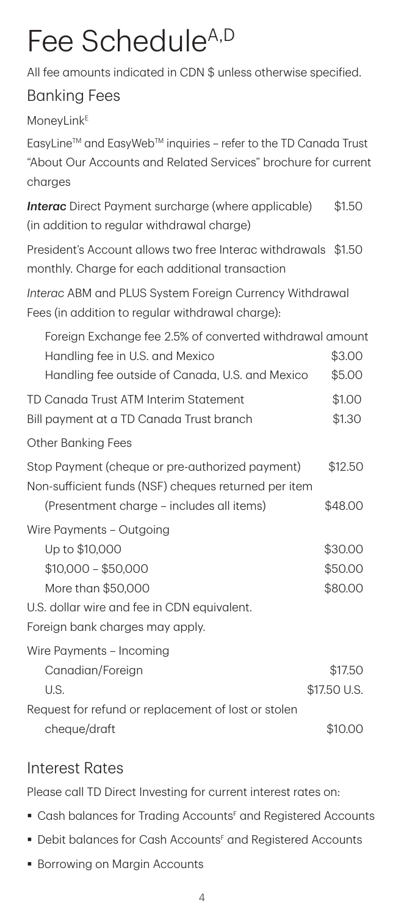# Fee Schedule[A,D]

All fee amounts indicated in CDN $ unless otherwise specified.

## Banking Fees

MoneyLink[E]

EasyLine™ and EasyWeb™ inquiries – refer to the TD Canada Trust "About Our Accounts and Related Services" brochure for current charges

| | |
|---|---|
| ***Interac*** Direct Payment surcharge (where applicable) (in addition to regular withdrawal charge) | $1.50 |
| President's Account allows two free Interac withdrawals monthly. Charge for each additional transaction | $1.50 |
| *Interac* ABM and PLUS System Foreign Currency Withdrawal Fees (in addition to regular withdrawal charge): | |
| Foreign Exchange fee 2.5% of converted withdrawal amount | |
| Handling fee in U.S. and Mexico | $3.00 |
| Handling fee outside of Canada, U.S. and Mexico | $5.00 |
| TD Canada Trust ATM Interim Statement | $1.00 |
| Bill payment at a TD Canada Trust branch | $1.30 |

Other Banking Fees

| | |
|---|---|
| Stop Payment (cheque or pre-authorized payment) | $12.50 |
| Non-sufficient funds (NSF) cheques returned per item (Presentment charge – includes all items) | $48.00 |
| Wire Payments – Outgoing | |
| Up to $10,000 | $30.00 |
| $10,000 – $50,000 | $50.00 |
| More than $50,000 | $80.00 |
| U.S. dollar wire and fee in CDN equivalent. | |
| Foreign bank charges may apply. | |
| Wire Payments – Incoming | |
| Canadian/Foreign | $17.50 |
| U.S. | $17.50 U.S. |
| Request for refund or replacement of lost or stolen cheque/draft | $10.00 |

## Interest Rates

Please call TD Direct Investing for current interest rates on:

- Cash balances for Trading Accounts[F] and Registered Accounts
- Debit balances for Cash Accounts[F] and Registered Accounts
- Borrowing on Margin Accounts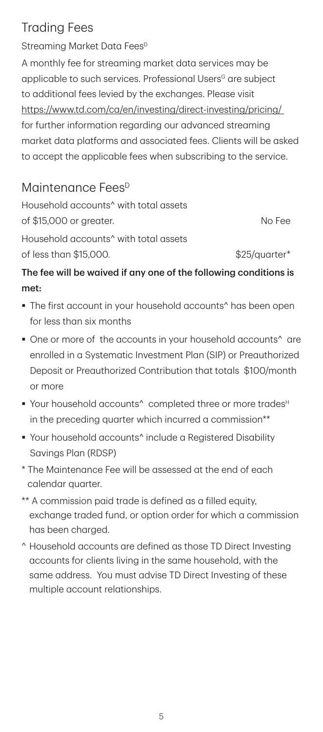## Trading Fees

### Streaming Market Data Fees[D]

A monthly fee for streaming market data services may be applicable to such services. Professional Users[G] are subject to additional fees levied by the exchanges. Please visit https://www.td.com/ca/en/investing/direct-investing/pricing/ for further information regarding our advanced streaming market data platforms and associated fees. Clients will be asked to accept the applicable fees when subscribing to the service.

## Maintenance Fees[D]

| | |
|---|---|
| Household accounts^ with total assets of $15,000 or greater. | No Fee |
| Household accounts^ with total assets of less than $15,000. | $25/quarter* |

**The fee will be waived if any one of the following conditions is met:**

- The first account in your household accounts^ has been open for less than six months
- One or more of the accounts in your household accounts^ are enrolled in a Systematic Investment Plan (SIP) or Preauthorized Deposit or Preauthorized Contribution that totals $100/month or more
- Your household accounts^ completed three or more trades[H] in the preceding quarter which incurred a commission**
- Your household accounts^ include a Registered Disability Savings Plan (RDSP)

* The Maintenance Fee will be assessed at the end of each calendar quarter.

** A commission paid trade is defined as a filled equity, exchange traded fund, or option order for which a commission has been charged.

^ Household accounts are defined as those TD Direct Investing accounts for clients living in the same household, with the same address. You must advise TD Direct Investing of these multiple account relationships.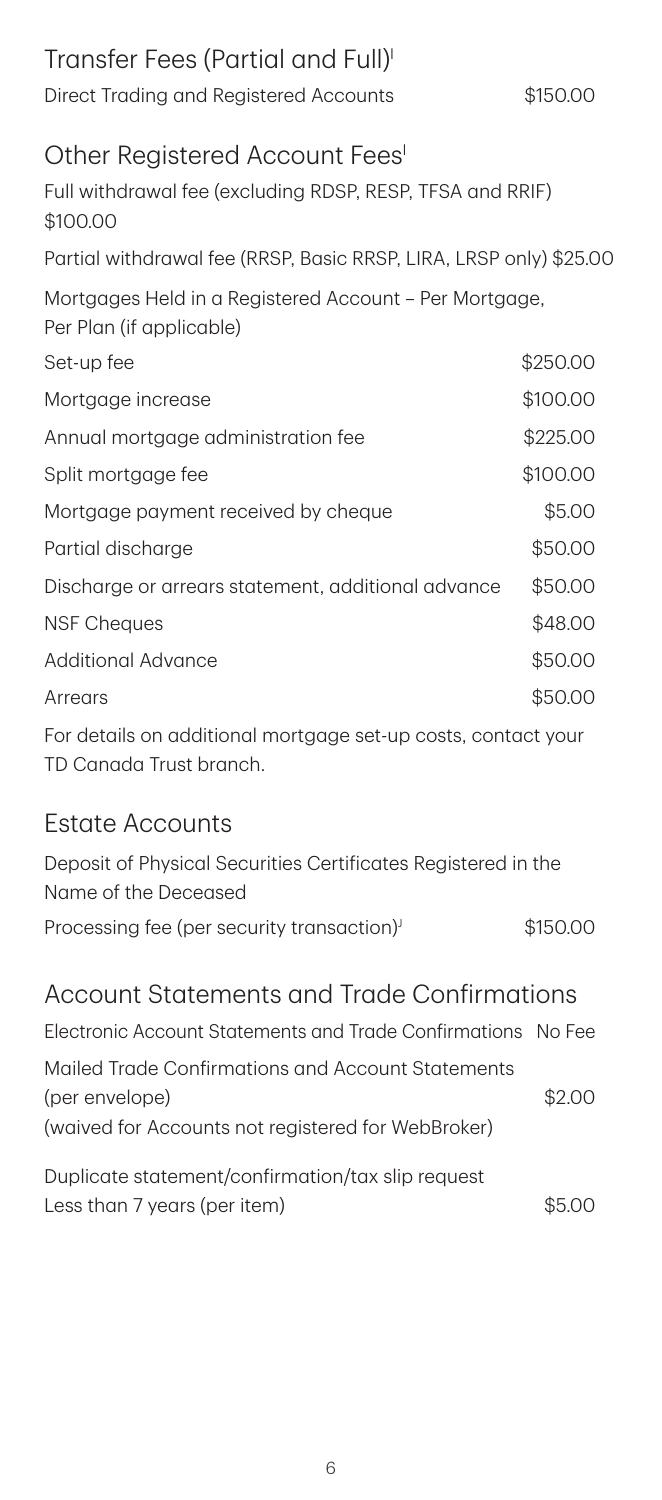## Transfer Fees (Partial and Full)[I]

| | |
|---|---|
| Direct Trading and Registered Accounts | $150.00 |

## Other Registered Account Fees[I]

Full withdrawal fee (excluding RDSP, RESP, TFSA and RRIF) $100.00

Partial withdrawal fee (RRSP, Basic RRSP, LIRA, LRSP only) $25.00

Mortgages Held in a Registered Account – Per Mortgage, Per Plan (if applicable)

| | |
|---|---|
| Set-up fee | $250.00 |
| Mortgage increase | $100.00 |
| Annual mortgage administration fee | $225.00 |
| Split mortgage fee | $100.00 |
| Mortgage payment received by cheque | $5.00 |
| Partial discharge | $50.00 |
| Discharge or arrears statement, additional advance | $50.00 |
| NSF Cheques | $48.00 |
| Additional Advance | $50.00 |
| Arrears | $50.00 |

For details on additional mortgage set-up costs, contact your TD Canada Trust branch.

## Estate Accounts

Deposit of Physical Securities Certificates Registered in the Name of the Deceased

| | |
|---|---|
| Processing fee (per security transaction)[J] | $150.00 |

## Account Statements and Trade Confirmations

| | |
|---|---|
| Electronic Account Statements and Trade Confirmations | No Fee |
| Mailed Trade Confirmations and Account Statements (per envelope) (waived for Accounts not registered for WebBroker) | $2.00 |
| Duplicate statement/confirmation/tax slip request Less than 7 years (per item) | $5.00 |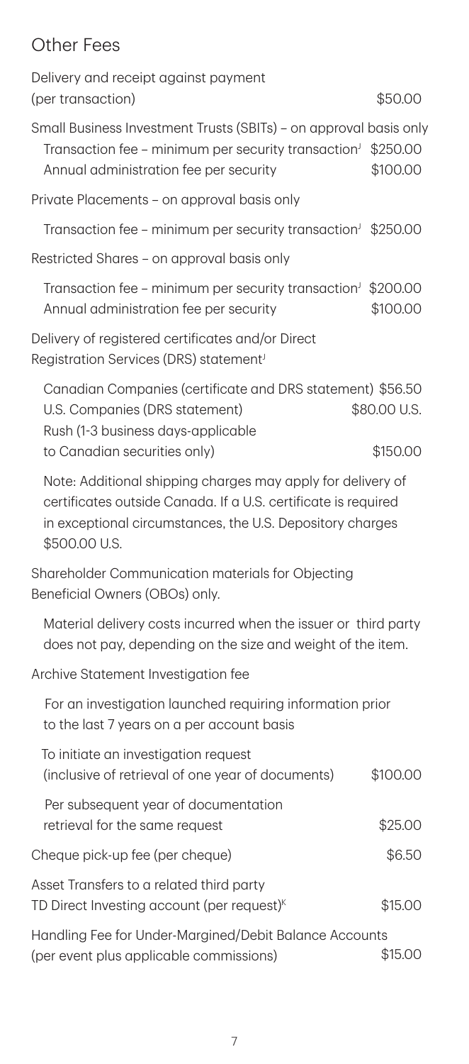## Other Fees

| | |
|---|---|
| Delivery and receipt against payment (per transaction) | \$50.00 |
| **Small Business Investment Trusts (SBITs) – on approval basis only** | |
| Transaction fee – minimum per security transaction[J] | \$250.00 |
| Annual administration fee per security | \$100.00 |
| **Private Placements – on approval basis only** | |
| Transaction fee – minimum per security transaction[J] | \$250.00 |
| **Restricted Shares – on approval basis only** | |
| Transaction fee – minimum per security transaction[J] | \$200.00 |
| Annual administration fee per security | \$100.00 |
| **Delivery of registered certificates and/or Direct Registration Services (DRS) statement[J]** | |
| Canadian Companies (certificate and DRS statement) | \$56.50 |
| U.S. Companies (DRS statement) | \$80.00 U.S. |
| Rush (1-3 business days-applicable to Canadian securities only) | \$150.00 |

Note: Additional shipping charges may apply for delivery of certificates outside Canada. If a U.S. certificate is required in exceptional circumstances, the U.S. Depository charges \$500.00 U.S.

Shareholder Communication materials for Objecting Beneficial Owners (OBOs) only.

Material delivery costs incurred when the issuer or third party does not pay, depending on the size and weight of the item.

Archive Statement Investigation fee

For an investigation launched requiring information prior to the last 7 years on a per account basis

| | |
|---|---|
| To initiate an investigation request (inclusive of retrieval of one year of documents) | \$100.00 |
| Per subsequent year of documentation retrieval for the same request | \$25.00 |
| Cheque pick-up fee (per cheque) | \$6.50 |
| Asset Transfers to a related third party TD Direct Investing account (per request)[K] | \$15.00 |
| Handling Fee for Under-Margined/Debit Balance Accounts (per event plus applicable commissions) | \$15.00 |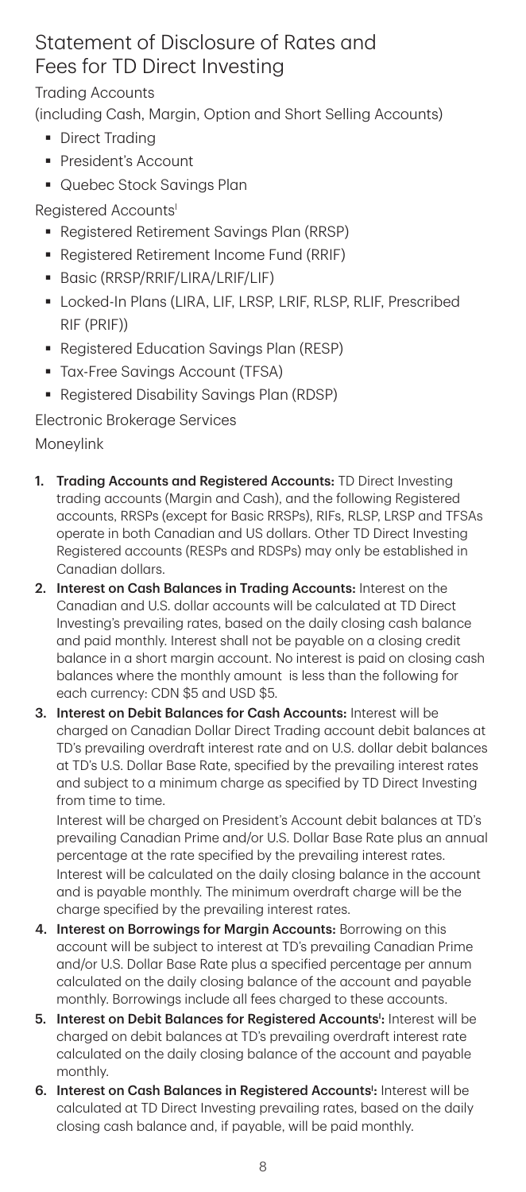# Statement of Disclosure of Rates and Fees for TD Direct Investing

Trading Accounts

(including Cash, Margin, Option and Short Selling Accounts)

- Direct Trading
- President's Account
- Quebec Stock Savings Plan

Registered Accounts[I]

- Registered Retirement Savings Plan (RRSP)
- Registered Retirement Income Fund (RRIF)
- Basic (RRSP/RRIF/LIRA/LRIF/LIF)
- Locked-In Plans (LIRA, LIF, LRSP, LRIF, RLSP, RLIF, Prescribed RIF (PRIF))
- Registered Education Savings Plan (RESP)
- Tax-Free Savings Account (TFSA)
- Registered Disability Savings Plan (RDSP)

Electronic Brokerage Services

Moneylink

1. **Trading Accounts and Registered Accounts:** TD Direct Investing trading accounts (Margin and Cash), and the following Registered accounts, RRSPs (except for Basic RRSPs), RIFs, RLSP, LRSP and TFSAs operate in both Canadian and US dollars. Other TD Direct Investing Registered accounts (RESPs and RDSPs) may only be established in Canadian dollars.
2. **Interest on Cash Balances in Trading Accounts:** Interest on the Canadian and U.S. dollar accounts will be calculated at TD Direct Investing's prevailing rates, based on the daily closing cash balance and paid monthly. Interest shall not be payable on a closing credit balance in a short margin account. No interest is paid on closing cash balances where the monthly amount is less than the following for each currency: CDN $5 and USD $5.
3. **Interest on Debit Balances for Cash Accounts:** Interest will be charged on Canadian Dollar Direct Trading account debit balances at TD's prevailing overdraft interest rate and on U.S. dollar debit balances at TD's U.S. Dollar Base Rate, specified by the prevailing interest rates and subject to a minimum charge as specified by TD Direct Investing from time to time.

   Interest will be charged on President's Account debit balances at TD's prevailing Canadian Prime and/or U.S. Dollar Base Rate plus an annual percentage at the rate specified by the prevailing interest rates. Interest will be calculated on the daily closing balance in the account and is payable monthly. The minimum overdraft charge will be the charge specified by the prevailing interest rates.
4. **Interest on Borrowings for Margin Accounts:** Borrowing on this account will be subject to interest at TD's prevailing Canadian Prime and/or U.S. Dollar Base Rate plus a specified percentage per annum calculated on the daily closing balance of the account and payable monthly. Borrowings include all fees charged to these accounts.
5. **Interest on Debit Balances for Registered Accounts[I]:** Interest will be charged on debit balances at TD's prevailing overdraft interest rate calculated on the daily closing balance of the account and payable monthly.
6. **Interest on Cash Balances in Registered Accounts[I]:** Interest will be calculated at TD Direct Investing prevailing rates, based on the daily closing cash balance and, if payable, will be paid monthly.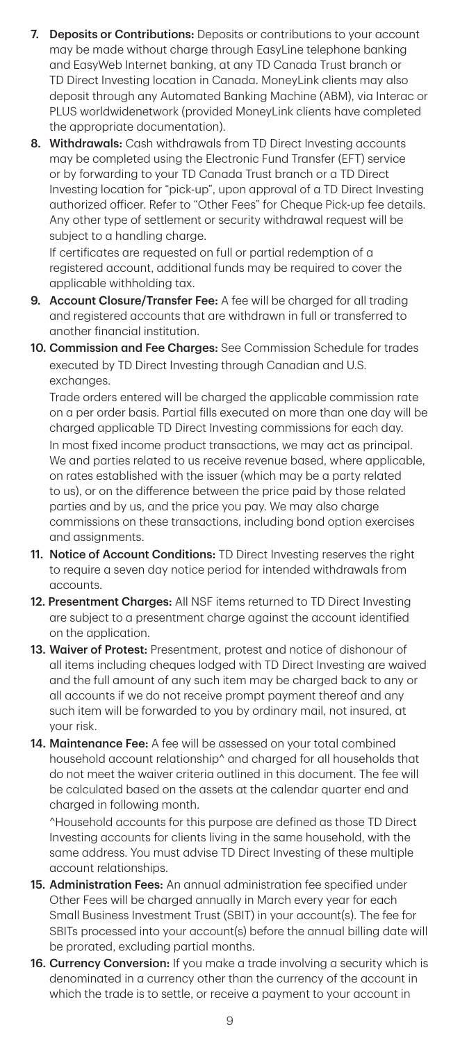7. **Deposits or Contributions:** Deposits or contributions to your account may be made without charge through EasyLine telephone banking and EasyWeb Internet banking, at any TD Canada Trust branch or TD Direct Investing location in Canada. MoneyLink clients may also deposit through any Automated Banking Machine (ABM), via Interac or PLUS worldwidenetwork (provided MoneyLink clients have completed the appropriate documentation).

8. **Withdrawals:** Cash withdrawals from TD Direct Investing accounts may be completed using the Electronic Fund Transfer (EFT) service or by forwarding to your TD Canada Trust branch or a TD Direct Investing location for "pick-up", upon approval of a TD Direct Investing authorized officer. Refer to "Other Fees" for Cheque Pick-up fee details. Any other type of settlement or security withdrawal request will be subject to a handling charge.

   If certificates are requested on full or partial redemption of a registered account, additional funds may be required to cover the applicable withholding tax.

9. **Account Closure/Transfer Fee:** A fee will be charged for all trading and registered accounts that are withdrawn in full or transferred to another financial institution.

10. **Commission and Fee Charges:** See Commission Schedule for trades executed by TD Direct Investing through Canadian and U.S. exchanges.

    Trade orders entered will be charged the applicable commission rate on a per order basis. Partial fills executed on more than one day will be charged applicable TD Direct Investing commissions for each day.

    In most fixed income product transactions, we may act as principal. We and parties related to us receive revenue based, where applicable, on rates established with the issuer (which may be a party related to us), or on the difference between the price paid by those related parties and by us, and the price you pay. We may also charge commissions on these transactions, including bond option exercises and assignments.

11. **Notice of Account Conditions:** TD Direct Investing reserves the right to require a seven day notice period for intended withdrawals from accounts.

12. **Presentment Charges:** All NSF items returned to TD Direct Investing are subject to a presentment charge against the account identified on the application.

13. **Waiver of Protest:** Presentment, protest and notice of dishonour of all items including cheques lodged with TD Direct Investing are waived and the full amount of any such item may be charged back to any or all accounts if we do not receive prompt payment thereof and any such item will be forwarded to you by ordinary mail, not insured, at your risk.

14. **Maintenance Fee:** A fee will be assessed on your total combined household account relationship^ and charged for all households that do not meet the waiver criteria outlined in this document. The fee will be calculated based on the assets at the calendar quarter end and charged in following month.

    ^Household accounts for this purpose are defined as those TD Direct Investing accounts for clients living in the same household, with the same address. You must advise TD Direct Investing of these multiple account relationships.

15. **Administration Fees:** An annual administration fee specified under Other Fees will be charged annually in March every year for each Small Business Investment Trust (SBIT) in your account(s). The fee for SBITs processed into your account(s) before the annual billing date will be prorated, excluding partial months.

16. **Currency Conversion:** If you make a trade involving a security which is denominated in a currency other than the currency of the account in which the trade is to settle, or receive a payment to your account in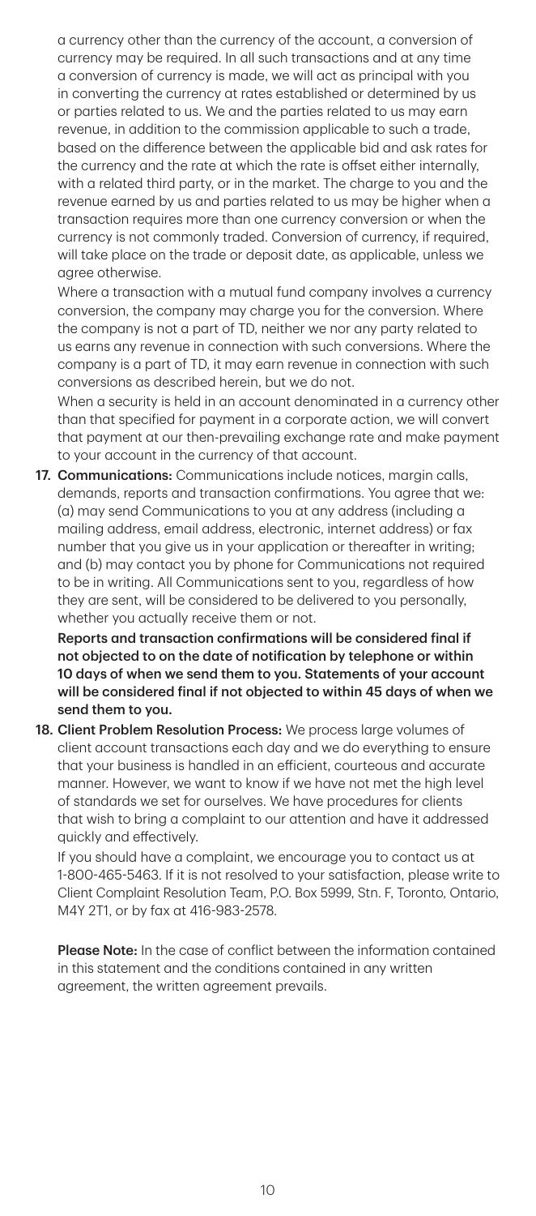a currency other than the currency of the account, a conversion of currency may be required. In all such transactions and at any time a conversion of currency is made, we will act as principal with you in converting the currency at rates established or determined by us or parties related to us. We and the parties related to us may earn revenue, in addition to the commission applicable to such a trade, based on the difference between the applicable bid and ask rates for the currency and the rate at which the rate is offset either internally, with a related third party, or in the market. The charge to you and the revenue earned by us and parties related to us may be higher when a transaction requires more than one currency conversion or when the currency is not commonly traded. Conversion of currency, if required, will take place on the trade or deposit date, as applicable, unless we agree otherwise.

Where a transaction with a mutual fund company involves a currency conversion, the company may charge you for the conversion. Where the company is not a part of TD, neither we nor any party related to us earns any revenue in connection with such conversions. Where the company is a part of TD, it may earn revenue in connection with such conversions as described herein, but we do not.

When a security is held in an account denominated in a currency other than that specified for payment in a corporate action, we will convert that payment at our then-prevailing exchange rate and make payment to your account in the currency of that account.

17. **Communications:** Communications include notices, margin calls, demands, reports and transaction confirmations. You agree that we: (a) may send Communications to you at any address (including a mailing address, email address, electronic, internet address) or fax number that you give us in your application or thereafter in writing; and (b) may contact you by phone for Communications not required to be in writing. All Communications sent to you, regardless of how they are sent, will be considered to be delivered to you personally, whether you actually receive them or not.

    **Reports and transaction confirmations will be considered final if not objected to on the date of notification by telephone or within 10 days of when we send them to you. Statements of your account will be considered final if not objected to within 45 days of when we send them to you.**

18. **Client Problem Resolution Process:** We process large volumes of client account transactions each day and we do everything to ensure that your business is handled in an efficient, courteous and accurate manner. However, we want to know if we have not met the high level of standards we set for ourselves. We have procedures for clients that wish to bring a complaint to our attention and have it addressed quickly and effectively.

    If you should have a complaint, we encourage you to contact us at 1-800-465-5463. If it is not resolved to your satisfaction, please write to Client Complaint Resolution Team, P.O. Box 5999, Stn. F, Toronto, Ontario, M4Y 2T1, or by fax at 416-983-2578.

    **Please Note:** In the case of conflict between the information contained in this statement and the conditions contained in any written agreement, the written agreement prevails.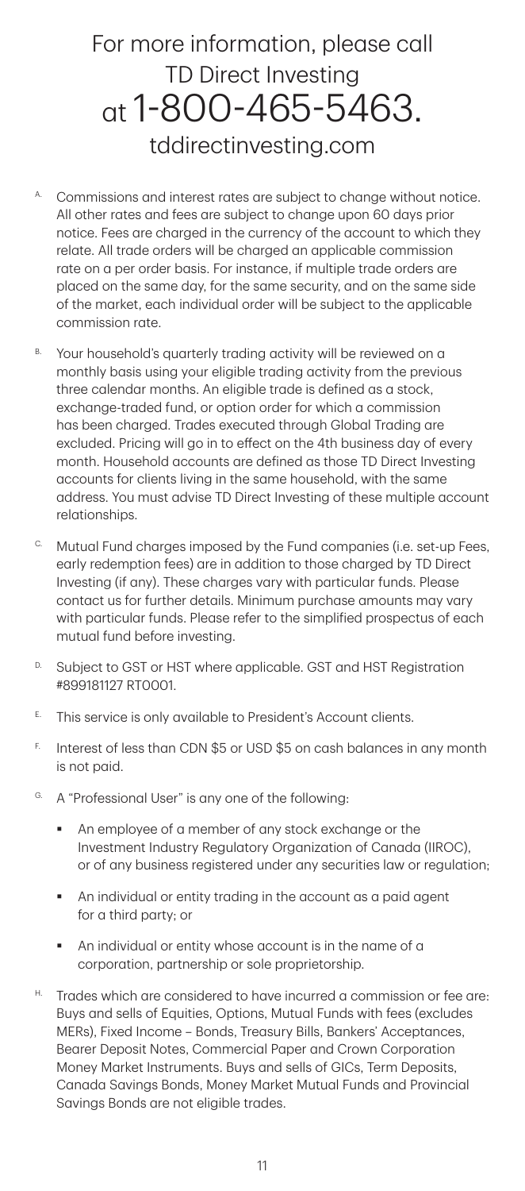# For more information, please call TD Direct Investing at 1-800-465-5463.

## tddirectinvesting.com

A. Commissions and interest rates are subject to change without notice. All other rates and fees are subject to change upon 60 days prior notice. Fees are charged in the currency of the account to which they relate. All trade orders will be charged an applicable commission rate on a per order basis. For instance, if multiple trade orders are placed on the same day, for the same security, and on the same side of the market, each individual order will be subject to the applicable commission rate.

B. Your household's quarterly trading activity will be reviewed on a monthly basis using your eligible trading activity from the previous three calendar months. An eligible trade is defined as a stock, exchange-traded fund, or option order for which a commission has been charged. Trades executed through Global Trading are excluded. Pricing will go in to effect on the 4th business day of every month. Household accounts are defined as those TD Direct Investing accounts for clients living in the same household, with the same address. You must advise TD Direct Investing of these multiple account relationships.

C. Mutual Fund charges imposed by the Fund companies (i.e. set-up Fees, early redemption fees) are in addition to those charged by TD Direct Investing (if any). These charges vary with particular funds. Please contact us for further details. Minimum purchase amounts may vary with particular funds. Please refer to the simplified prospectus of each mutual fund before investing.

D. Subject to GST or HST where applicable. GST and HST Registration #899181127 RT0001.

E. This service is only available to President's Account clients.

F. Interest of less than CDN $5 or USD $5 on cash balances in any month is not paid.

G. A "Professional User" is any one of the following:

- An employee of a member of any stock exchange or the Investment Industry Regulatory Organization of Canada (IIROC), or of any business registered under any securities law or regulation;
- An individual or entity trading in the account as a paid agent for a third party; or
- An individual or entity whose account is in the name of a corporation, partnership or sole proprietorship.

H. Trades which are considered to have incurred a commission or fee are: Buys and sells of Equities, Options, Mutual Funds with fees (excludes MERs), Fixed Income – Bonds, Treasury Bills, Bankers' Acceptances, Bearer Deposit Notes, Commercial Paper and Crown Corporation Money Market Instruments. Buys and sells of GICs, Term Deposits, Canada Savings Bonds, Money Market Mutual Funds and Provincial Savings Bonds are not eligible trades.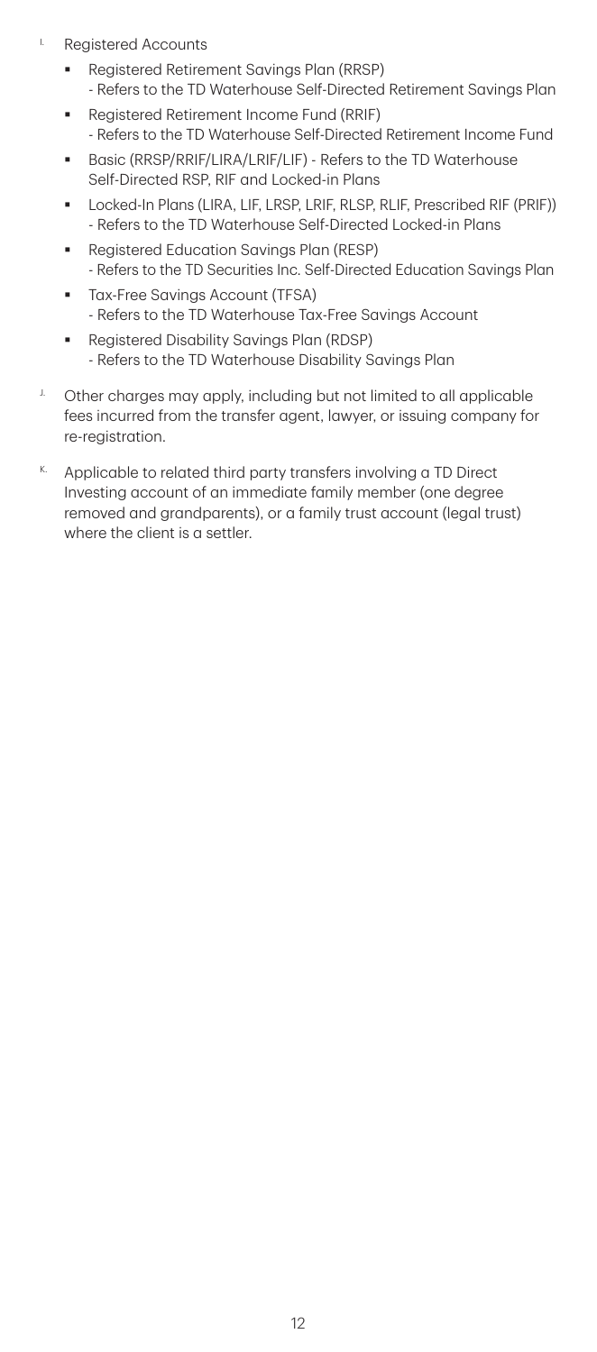[I] Registered Accounts

- Registered Retirement Savings Plan (RRSP)
  - Refers to the TD Waterhouse Self-Directed Retirement Savings Plan
- Registered Retirement Income Fund (RRIF)
  - Refers to the TD Waterhouse Self-Directed Retirement Income Fund
- Basic (RRSP/RRIF/LIRA/LRIF/LIF) - Refers to the TD Waterhouse Self-Directed RSP, RIF and Locked-in Plans
- Locked-In Plans (LIRA, LIF, LRSP, LRIF, RLSP, RLIF, Prescribed RIF (PRIF))
  - Refers to the TD Waterhouse Self-Directed Locked-in Plans
- Registered Education Savings Plan (RESP)
  - Refers to the TD Securities Inc. Self-Directed Education Savings Plan
- Tax-Free Savings Account (TFSA)
  - Refers to the TD Waterhouse Tax-Free Savings Account
- Registered Disability Savings Plan (RDSP)
  - Refers to the TD Waterhouse Disability Savings Plan

[J] Other charges may apply, including but not limited to all applicable fees incurred from the transfer agent, lawyer, or issuing company for re-registration.

[K] Applicable to related third party transfers involving a TD Direct Investing account of an immediate family member (one degree removed and grandparents), or a family trust account (legal trust) where the client is a settler.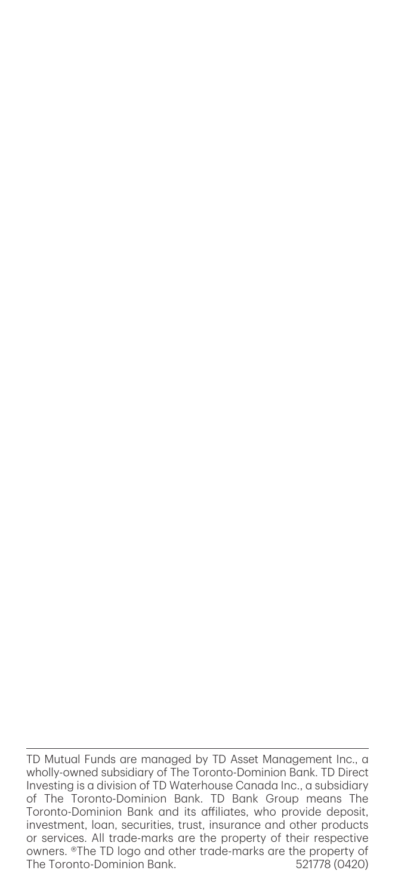TD Mutual Funds are managed by TD Asset Management Inc., a wholly-owned subsidiary of The Toronto-Dominion Bank. TD Direct Investing is a division of TD Waterhouse Canada Inc., a subsidiary of The Toronto-Dominion Bank. TD Bank Group means The Toronto-Dominion Bank and its affiliates, who provide deposit, investment, loan, securities, trust, insurance and other products or services. All trade-marks are the property of their respective owners. ®The TD logo and other trade-marks are the property of The Toronto-Dominion Bank. 521778 (0420)